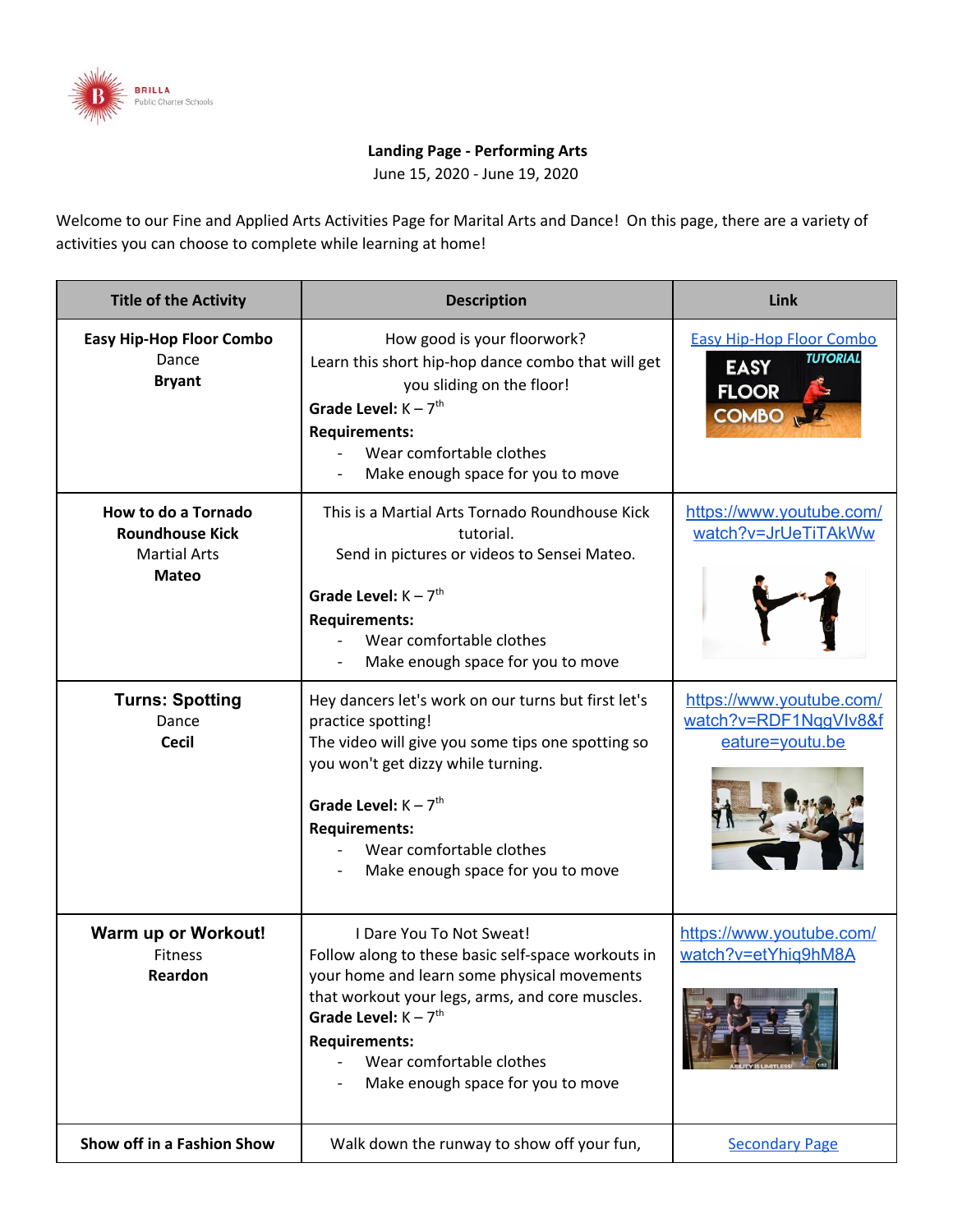BRILLA
Public Charter Schools

**Landing Page - Performing Arts**
June 15, 2020 - June 19, 2020

Welcome to our Fine and Applied Arts Activities Page for Marital Arts and Dance! On this page, there are a variety of activities you can choose to complete while learning at home!

| Title of the Activity | Description | Link |
|---|---|---|
| **Easy Hip-Hop Floor Combo**<br>Dance<br>**Bryant** | How good is your floorwork?<br>Learn this short hip-hop dance combo that will get you sliding on the floor!<br>**Grade Level:** K – 7th<br>**Requirements:**<br>- Wear comfortable clothes<br>- Make enough space for you to move | Easy Hip-Hop Floor Combo |
| **How to do a Tornado Roundhouse Kick**<br>Martial Arts<br>**Mateo** | This is a Martial Arts Tornado Roundhouse Kick tutorial.<br>Send in pictures or videos to Sensei Mateo.<br>**Grade Level:** K – 7th<br>**Requirements:**<br>- Wear comfortable clothes<br>- Make enough space for you to move | https://www.youtube.com/watch?v=JrUeTiTAkWw |
| **Turns: Spotting**<br>Dance<br>**Cecil** | Hey dancers let's work on our turns but first let's practice spotting!<br>The video will give you some tips one spotting so you won't get dizzy while turning.<br>**Grade Level:** K – 7th<br>**Requirements:**<br>- Wear comfortable clothes<br>- Make enough space for you to move | https://www.youtube.com/watch?v=RDF1NqgVlv8&feature=youtu.be |
| **Warm up or Workout!**<br>Fitness<br>**Reardon** | I Dare You To Not Sweat!<br>Follow along to these basic self-space workouts in your home and learn some physical movements that workout your legs, arms, and core muscles.<br>**Grade Level:** K – 7th<br>**Requirements:**<br>- Wear comfortable clothes<br>- Make enough space for you to move | https://www.youtube.com/watch?v=etYhiq9hM8A |
| **Show off in a Fashion Show** | Walk down the runway to show off your fun, | Secondary Page |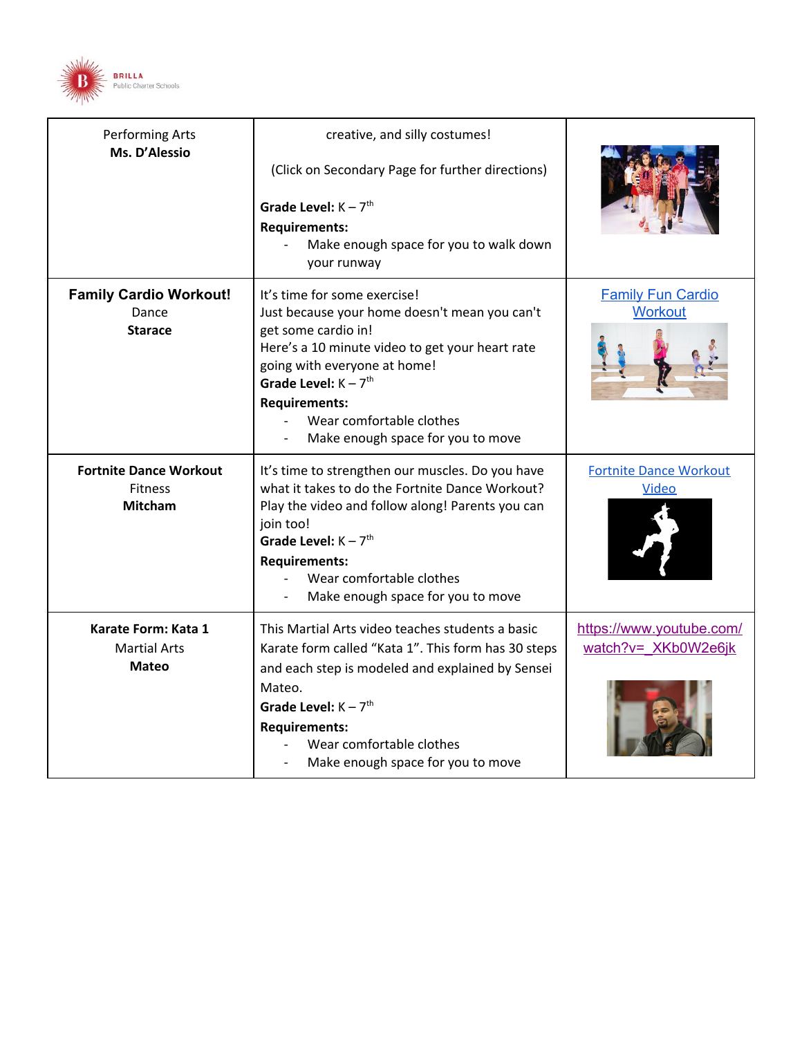| | | |
|---|---|---|
| Performing Arts<br>**Ms. D'Alessio** | creative, and silly costumes!<br><br>(Click on Secondary Page for further directions)<br><br>**Grade Level:** K – 7th<br>**Requirements:**<br>- Make enough space for you to walk down your runway | |
| **Family Cardio Workout!**<br>Dance<br>**Starace** | It's time for some exercise!<br>Just because your home doesn't mean you can't get some cardio in!<br>Here's a 10 minute video to get your heart rate going with everyone at home!<br>**Grade Level:** K – 7th<br>**Requirements:**<br>- Wear comfortable clothes<br>- Make enough space for you to move | Family Fun Cardio Workout |
| **Fortnite Dance Workout**<br>Fitness<br>**Mitcham** | It's time to strengthen our muscles. Do you have what it takes to do the Fortnite Dance Workout? Play the video and follow along! Parents you can join too!<br>**Grade Level:** K – 7th<br>**Requirements:**<br>- Wear comfortable clothes<br>- Make enough space for you to move | Fortnite Dance Workout Video |
| **Karate Form: Kata 1**<br>Martial Arts<br>**Mateo** | This Martial Arts video teaches students a basic Karate form called "Kata 1". This form has 30 steps and each step is modeled and explained by Sensei Mateo.<br>**Grade Level:** K – 7th<br>**Requirements:**<br>- Wear comfortable clothes<br>- Make enough space for you to move | https://www.youtube.com/watch?v=_XKb0W2e6jk |